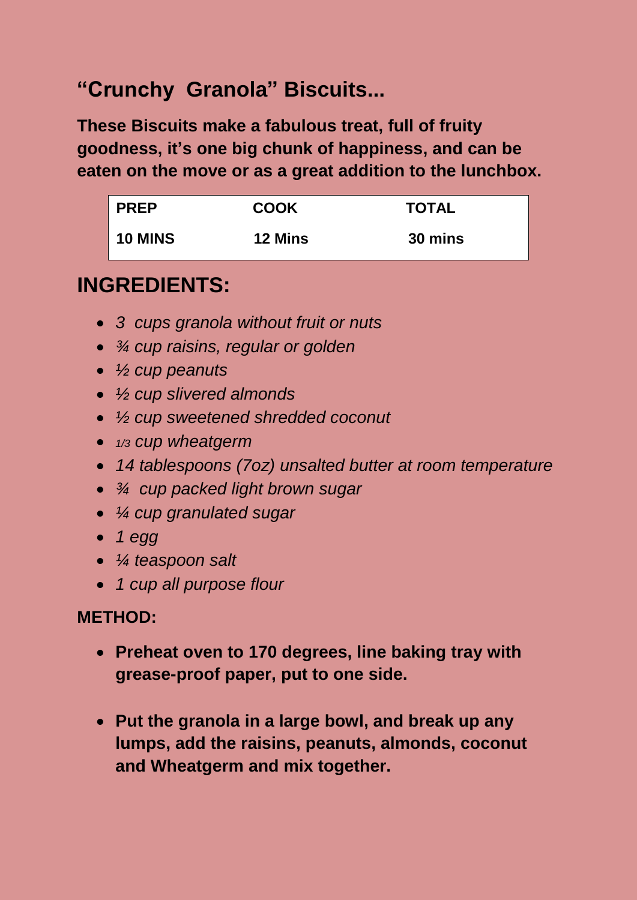# "Crunchy Granola" Biscuits...

**These Biscuits make a fabulous treat, full of fruity goodness, it's one big chunk of happiness, and can be eaten on the move or as a great addition to the lunchbox.**

| PREP | COOK | TOTAL |
|---|---|---|
| 10 MINS | 12 Mins | 30 mins |

## INGREDIENTS:

- *3 cups granola without fruit or nuts*
- *¾ cup raisins, regular or golden*
- *½ cup peanuts*
- *½ cup slivered almonds*
- *½ cup sweetened shredded coconut*
- *1/3 cup wheatgerm*
- *14 tablespoons (7oz) unsalted butter at room temperature*
- *¾ cup packed light brown sugar*
- *¼ cup granulated sugar*
- *1 egg*
- *¼ teaspoon salt*
- *1 cup all purpose flour*

### METHOD:

- **Preheat oven to 170 degrees, line baking tray with grease-proof paper, put to one side.**

- **Put the granola in a large bowl, and break up any lumps, add the raisins, peanuts, almonds, coconut and Wheatgerm and mix together.**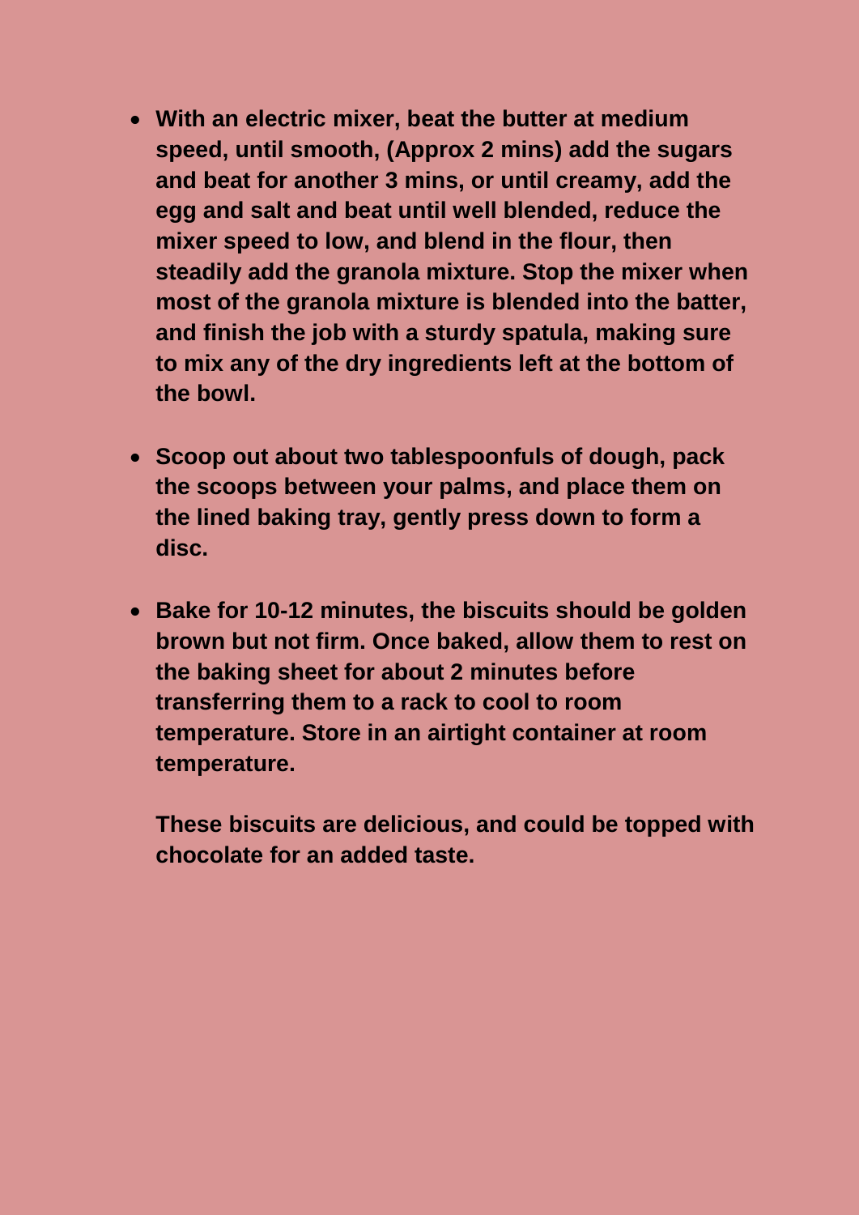- **With an electric mixer, beat the butter at medium speed, until smooth, (Approx 2 mins) add the sugars and beat for another 3 mins, or until creamy, add the egg and salt and beat until well blended, reduce the mixer speed to low, and blend in the flour, then steadily add the granola mixture. Stop the mixer when most of the granola mixture is blended into the batter, and finish the job with a sturdy spatula, making sure to mix any of the dry ingredients left at the bottom of the bowl.**

- **Scoop out about two tablespoonfuls of dough, pack the scoops between your palms, and place them on the lined baking tray, gently press down to form a disc.**

- **Bake for 10-12 minutes, the biscuits should be golden brown but not firm. Once baked, allow them to rest on the baking sheet for about 2 minutes before transferring them to a rack to cool to room temperature. Store in an airtight container at room temperature.**

  **These biscuits are delicious, and could be topped with chocolate for an added taste.**